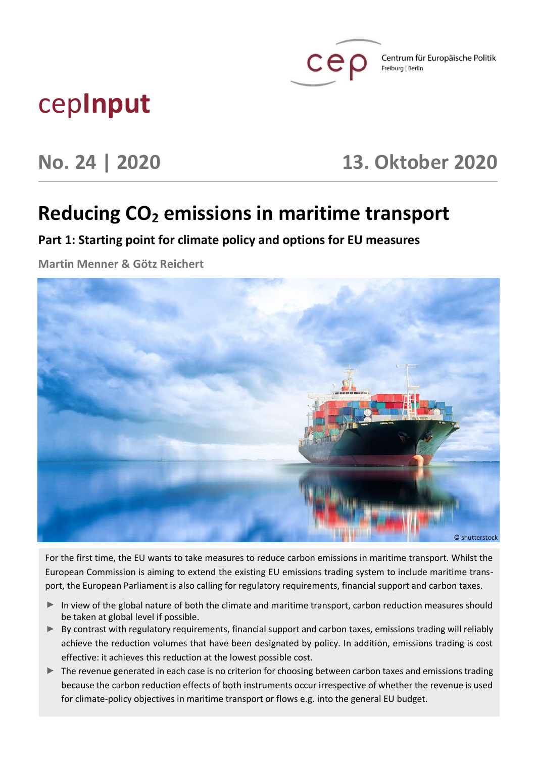Centrum für Europäische Politik
Freiburg | Berlin

# cepInput

## No. 24 | 2020 — 13. Oktober 2020

# Reducing $CO_2$ emissions in maritime transport

## Part 1: Starting point for climate policy and options for EU measures

**Martin Menner & Götz Reichert**

© shutterstock

For the first time, the EU wants to take measures to reduce carbon emissions in maritime transport. Whilst the European Commission is aiming to extend the existing EU emissions trading system to include maritime transport, the European Parliament is also calling for regulatory requirements, financial support and carbon taxes.

- In view of the global nature of both the climate and maritime transport, carbon reduction measures should be taken at global level if possible.
- By contrast with regulatory requirements, financial support and carbon taxes, emissions trading will reliably achieve the reduction volumes that have been designated by policy. In addition, emissions trading is cost effective: it achieves this reduction at the lowest possible cost.
- The revenue generated in each case is no criterion for choosing between carbon taxes and emissions trading because the carbon reduction effects of both instruments occur irrespective of whether the revenue is used for climate-policy objectives in maritime transport or flows e.g. into the general EU budget.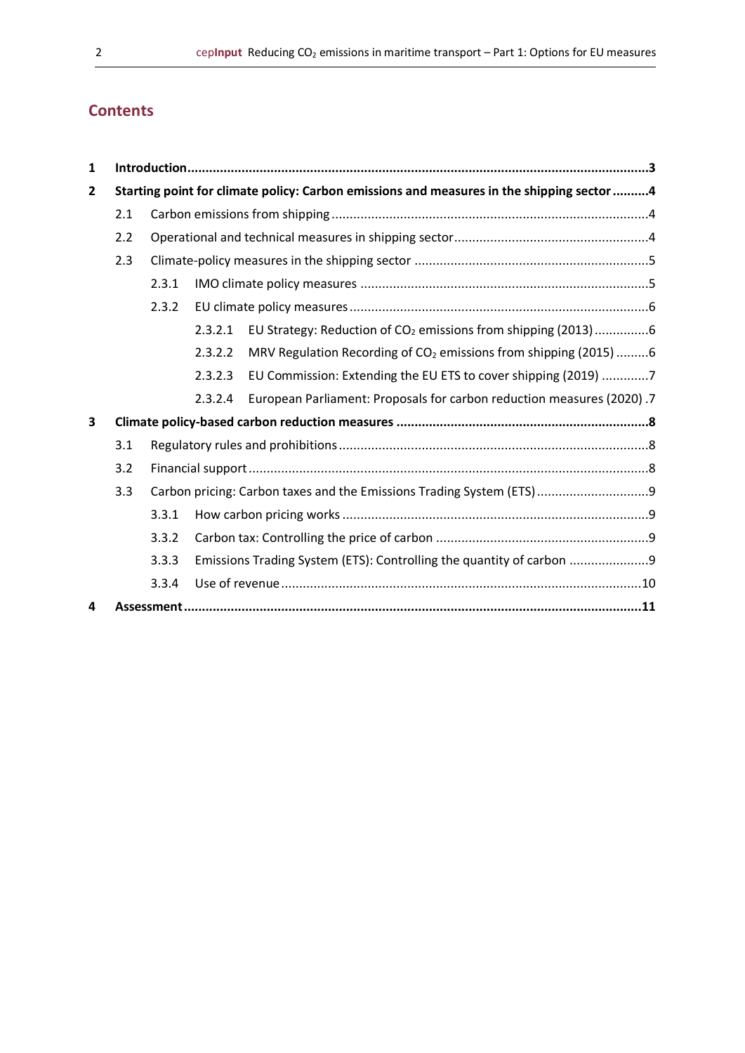# Contents

**1 Introduction ... 3**

**2 Starting point for climate policy: Carbon emissions and measures in the shipping sector ... 4**

- 2.1 Carbon emissions from shipping ... 4
- 2.2 Operational and technical measures in shipping sector ... 4
- 2.3 Climate-policy measures in the shipping sector ... 5
  - 2.3.1 IMO climate policy measures ... 5
  - 2.3.2 EU climate policy measures ... 6
    - 2.3.2.1 EU Strategy: Reduction of $CO_2$ emissions from shipping (2013) ... 6
    - 2.3.2.2 MRV Regulation Recording of $CO_2$ emissions from shipping (2015) ... 6
    - 2.3.2.3 EU Commission: Extending the EU ETS to cover shipping (2019) ... 7
    - 2.3.2.4 European Parliament: Proposals for carbon reduction measures (2020) . 7

**3 Climate policy-based carbon reduction measures ... 8**

- 3.1 Regulatory rules and prohibitions ... 8
- 3.2 Financial support ... 8
- 3.3 Carbon pricing: Carbon taxes and the Emissions Trading System (ETS) ... 9
  - 3.3.1 How carbon pricing works ... 9
  - 3.3.2 Carbon tax: Controlling the price of carbon ... 9
  - 3.3.3 Emissions Trading System (ETS): Controlling the quantity of carbon ... 9
  - 3.3.4 Use of revenue ... 10

**4 Assessment ... 11**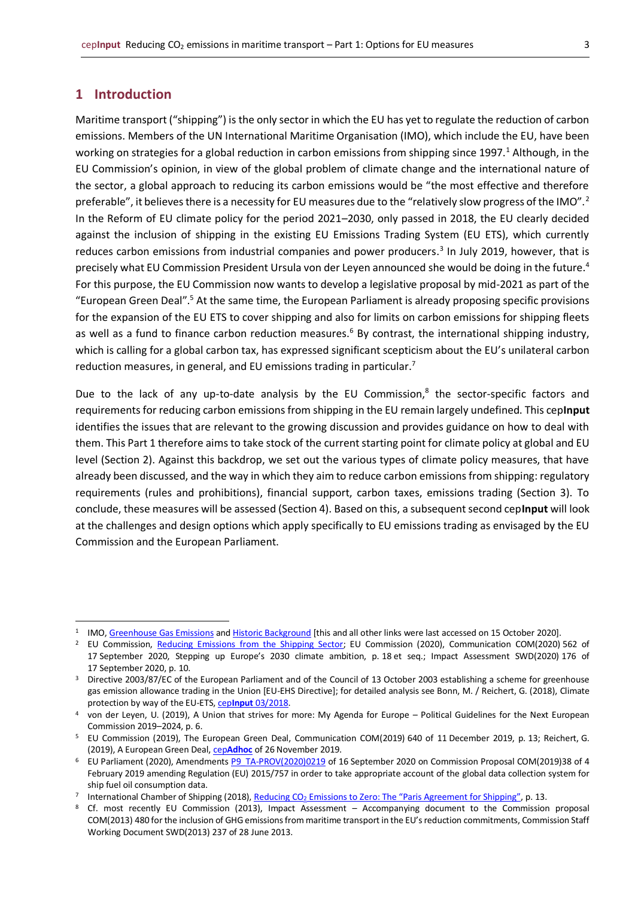## 1 Introduction

Maritime transport ("shipping") is the only sector in which the EU has yet to regulate the reduction of carbon emissions. Members of the UN International Maritime Organisation (IMO), which include the EU, have been working on strategies for a global reduction in carbon emissions from shipping since 1997.[1] Although, in the EU Commission's opinion, in view of the global problem of climate change and the international nature of the sector, a global approach to reducing its carbon emissions would be "the most effective and therefore preferable", it believes there is a necessity for EU measures due to the "relatively slow progress of the IMO".[2] In the Reform of EU climate policy for the period 2021–2030, only passed in 2018, the EU clearly decided against the inclusion of shipping in the existing EU Emissions Trading System (EU ETS), which currently reduces carbon emissions from industrial companies and power producers.[3] In July 2019, however, that is precisely what EU Commission President Ursula von der Leyen announced she would be doing in the future.[4] For this purpose, the EU Commission now wants to develop a legislative proposal by mid-2021 as part of the "European Green Deal".[5] At the same time, the European Parliament is already proposing specific provisions for the expansion of the EU ETS to cover shipping and also for limits on carbon emissions for shipping fleets as well as a fund to finance carbon reduction measures.[6] By contrast, the international shipping industry, which is calling for a global carbon tax, has expressed significant scepticism about the EU's unilateral carbon reduction measures, in general, and EU emissions trading in particular.[7]

Due to the lack of any up-to-date analysis by the EU Commission,[8] the sector-specific factors and requirements for reducing carbon emissions from shipping in the EU remain largely undefined. This cep**Input** identifies the issues that are relevant to the growing discussion and provides guidance on how to deal with them. This Part 1 therefore aims to take stock of the current starting point for climate policy at global and EU level (Section 2). Against this backdrop, we set out the various types of climate policy measures, that have already been discussed, and the way in which they aim to reduce carbon emissions from shipping: regulatory requirements (rules and prohibitions), financial support, carbon taxes, emissions trading (Section 3). To conclude, these measures will be assessed (Section 4). Based on this, a subsequent second cep**Input** will look at the challenges and design options which apply specifically to EU emissions trading as envisaged by the EU Commission and the European Parliament.

---

[1] IMO, Greenhouse Gas Emissions and Historic Background [this and all other links were last accessed on 15 October 2020].

[2] EU Commission, Reducing Emissions from the Shipping Sector; EU Commission (2020), Communication COM(2020) 562 of 17 September 2020, Stepping up Europe's 2030 climate ambition, p. 18 et seq.; Impact Assessment SWD(2020) 176 of 17 September 2020, p. 10.

[3] Directive 2003/87/EC of the European Parliament and of the Council of 13 October 2003 establishing a scheme for greenhouse gas emission allowance trading in the Union [EU-EHS Directive]; for detailed analysis see Bonn, M. / Reichert, G. (2018), Climate protection by way of the EU-ETS, cep**Input** 03/2018.

[4] von der Leyen, U. (2019), A Union that strives for more: My Agenda for Europe – Political Guidelines for the Next European Commission 2019–2024, p. 6.

[5] EU Commission (2019), The European Green Deal, Communication COM(2019) 640 of 11 December 2019, p. 13; Reichert, G. (2019), A European Green Deal, cep**Adhoc** of 26 November 2019.

[6] EU Parliament (2020), Amendments P9_TA-PROV(2020)0219 of 16 September 2020 on Commission Proposal COM(2019)38 of 4 February 2019 amending Regulation (EU) 2015/757 in order to take appropriate account of the global data collection system for ship fuel oil consumption data.

[7] International Chamber of Shipping (2018), Reducing $CO_2$ Emissions to Zero: The "Paris Agreement for Shipping", p. 13.

[8] Cf. most recently EU Commission (2013), Impact Assessment – Accompanying document to the Commission proposal COM(2013) 480 for the inclusion of GHG emissions from maritime transport in the EU's reduction commitments, Commission Staff Working Document SWD(2013) 237 of 28 June 2013.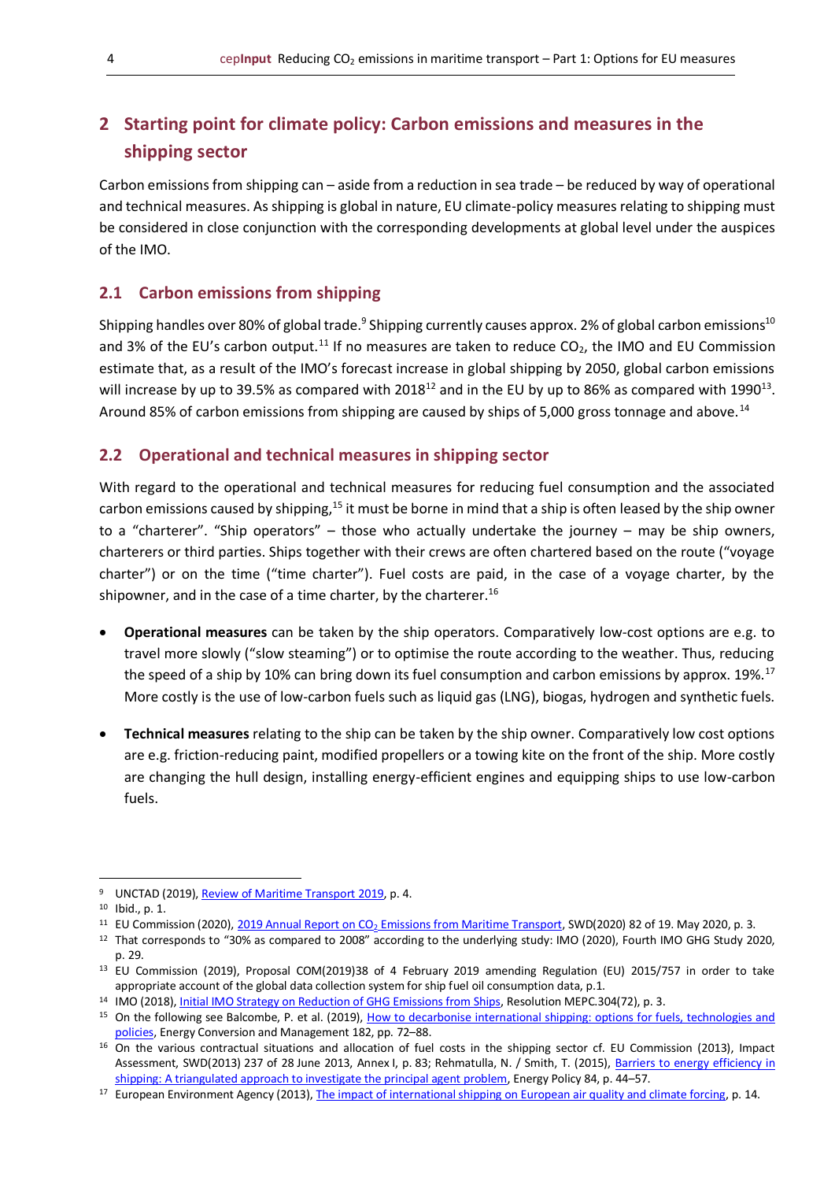## 2 Starting point for climate policy: Carbon emissions and measures in the shipping sector

Carbon emissions from shipping can – aside from a reduction in sea trade – be reduced by way of operational and technical measures. As shipping is global in nature, EU climate-policy measures relating to shipping must be considered in close conjunction with the corresponding developments at global level under the auspices of the IMO.

### 2.1 Carbon emissions from shipping

Shipping handles over 80% of global trade.[9] Shipping currently causes approx. 2% of global carbon emissions[10] and 3% of the EU's carbon output.[11] If no measures are taken to reduce $CO_2$, the IMO and EU Commission estimate that, as a result of the IMO's forecast increase in global shipping by 2050, global carbon emissions will increase by up to 39.5% as compared with 2018[12] and in the EU by up to 86% as compared with 1990[13]. Around 85% of carbon emissions from shipping are caused by ships of 5,000 gross tonnage and above.[14]

### 2.2 Operational and technical measures in shipping sector

With regard to the operational and technical measures for reducing fuel consumption and the associated carbon emissions caused by shipping,[15] it must be borne in mind that a ship is often leased by the ship owner to a "charterer". "Ship operators" – those who actually undertake the journey – may be ship owners, charterers or third parties. Ships together with their crews are often chartered based on the route ("voyage charter") or on the time ("time charter"). Fuel costs are paid, in the case of a voyage charter, by the shipowner, and in the case of a time charter, by the charterer.[16]

- **Operational measures** can be taken by the ship operators. Comparatively low-cost options are e.g. to travel more slowly ("slow steaming") or to optimise the route according to the weather. Thus, reducing the speed of a ship by 10% can bring down its fuel consumption and carbon emissions by approx. 19%.[17] More costly is the use of low-carbon fuels such as liquid gas (LNG), biogas, hydrogen and synthetic fuels.
- **Technical measures** relating to the ship can be taken by the ship owner. Comparatively low cost options are e.g. friction-reducing paint, modified propellers or a towing kite on the front of the ship. More costly are changing the hull design, installing energy-efficient engines and equipping ships to use low-carbon fuels.

---

[9] UNCTAD (2019), Review of Maritime Transport 2019, p. 4.

[10] Ibid., p. 1.

[11] EU Commission (2020), 2019 Annual Report on $CO_2$ Emissions from Maritime Transport, SWD(2020) 82 of 19. May 2020, p. 3.

[12] That corresponds to "30% as compared to 2008" according to the underlying study: IMO (2020), Fourth IMO GHG Study 2020, p. 29.

[13] EU Commission (2019), Proposal COM(2019)38 of 4 February 2019 amending Regulation (EU) 2015/757 in order to take appropriate account of the global data collection system for ship fuel oil consumption data, p.1.

[14] IMO (2018), Initial IMO Strategy on Reduction of GHG Emissions from Ships, Resolution MEPC.304(72), p. 3.

[15] On the following see Balcombe, P. et al. (2019), How to decarbonise international shipping: options for fuels, technologies and policies, Energy Conversion and Management 182, pp. 72–88.

[16] On the various contractual situations and allocation of fuel costs in the shipping sector cf. EU Commission (2013), Impact Assessment, SWD(2013) 237 of 28 June 2013, Annex I, p. 83; Rehmatulla, N. / Smith, T. (2015), Barriers to energy efficiency in shipping: A triangulated approach to investigate the principal agent problem, Energy Policy 84, p. 44–57.

[17] European Environment Agency (2013), The impact of international shipping on European air quality and climate forcing, p. 14.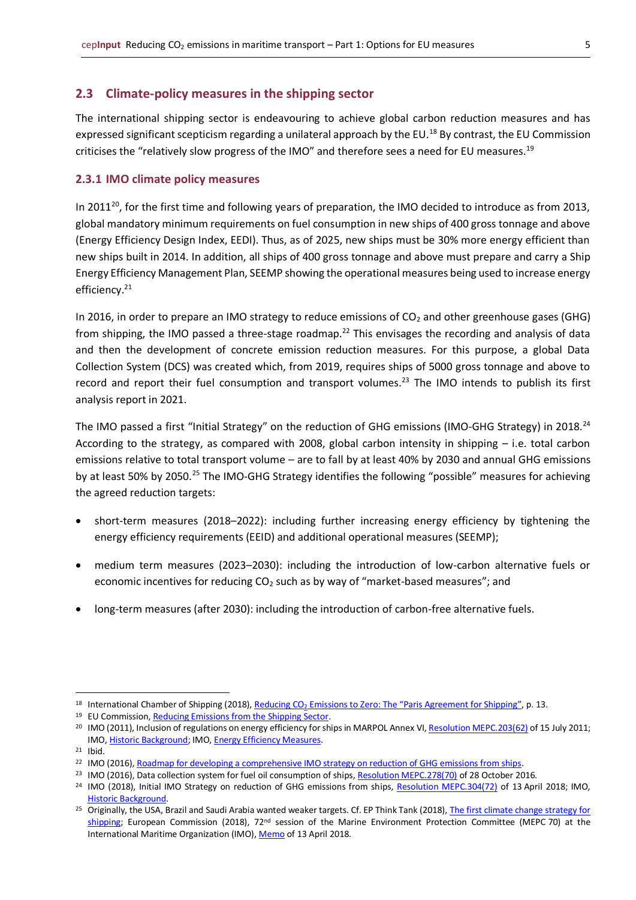## 2.3 Climate-policy measures in the shipping sector

The international shipping sector is endeavouring to achieve global carbon reduction measures and has expressed significant scepticism regarding a unilateral approach by the EU.[18] By contrast, the EU Commission criticises the "relatively slow progress of the IMO" and therefore sees a need for EU measures.[19]

### 2.3.1 IMO climate policy measures

In 2011[20], for the first time and following years of preparation, the IMO decided to introduce as from 2013, global mandatory minimum requirements on fuel consumption in new ships of 400 gross tonnage and above (Energy Efficiency Design Index, EEDI). Thus, as of 2025, new ships must be 30% more energy efficient than new ships built in 2014. In addition, all ships of 400 gross tonnage and above must prepare and carry a Ship Energy Efficiency Management Plan, SEEMP showing the operational measures being used to increase energy efficiency.[21]

In 2016, in order to prepare an IMO strategy to reduce emissions of $CO_2$ and other greenhouse gases (GHG) from shipping, the IMO passed a three-stage roadmap.[22] This envisages the recording and analysis of data and then the development of concrete emission reduction measures. For this purpose, a global Data Collection System (DCS) was created which, from 2019, requires ships of 5000 gross tonnage and above to record and report their fuel consumption and transport volumes.[23] The IMO intends to publish its first analysis report in 2021.

The IMO passed a first "Initial Strategy" on the reduction of GHG emissions (IMO-GHG Strategy) in 2018.[24] According to the strategy, as compared with 2008, global carbon intensity in shipping – i.e. total carbon emissions relative to total transport volume – are to fall by at least 40% by 2030 and annual GHG emissions by at least 50% by 2050.[25] The IMO-GHG Strategy identifies the following "possible" measures for achieving the agreed reduction targets:

- short-term measures (2018–2022): including further increasing energy efficiency by tightening the energy efficiency requirements (EEID) and additional operational measures (SEEMP);
- medium term measures (2023–2030): including the introduction of low-carbon alternative fuels or economic incentives for reducing $CO_2$ such as by way of "market-based measures"; and
- long-term measures (after 2030): including the introduction of carbon-free alternative fuels.

---

[18] International Chamber of Shipping (2018), Reducing $CO_2$ Emissions to Zero: The "Paris Agreement for Shipping", p. 13.

[19] EU Commission, Reducing Emissions from the Shipping Sector.

[20] IMO (2011), Inclusion of regulations on energy efficiency for ships in MARPOL Annex VI, Resolution MEPC.203(62) of 15 July 2011; IMO, Historic Background; IMO, Energy Efficiency Measures.

[21] Ibid.

[22] IMO (2016), Roadmap for developing a comprehensive IMO strategy on reduction of GHG emissions from ships.

[23] IMO (2016), Data collection system for fuel oil consumption of ships, Resolution MEPC.278(70) of 28 October 2016.

[24] IMO (2018), Initial IMO Strategy on reduction of GHG emissions from ships, Resolution MEPC.304(72) of 13 April 2018; IMO, Historic Background.

[25] Originally, the USA, Brazil and Saudi Arabia wanted weaker targets. Cf. EP Think Tank (2018), The first climate change strategy for shipping; European Commission (2018), 72nd session of the Marine Environment Protection Committee (MEPC 70) at the International Maritime Organization (IMO), Memo of 13 April 2018.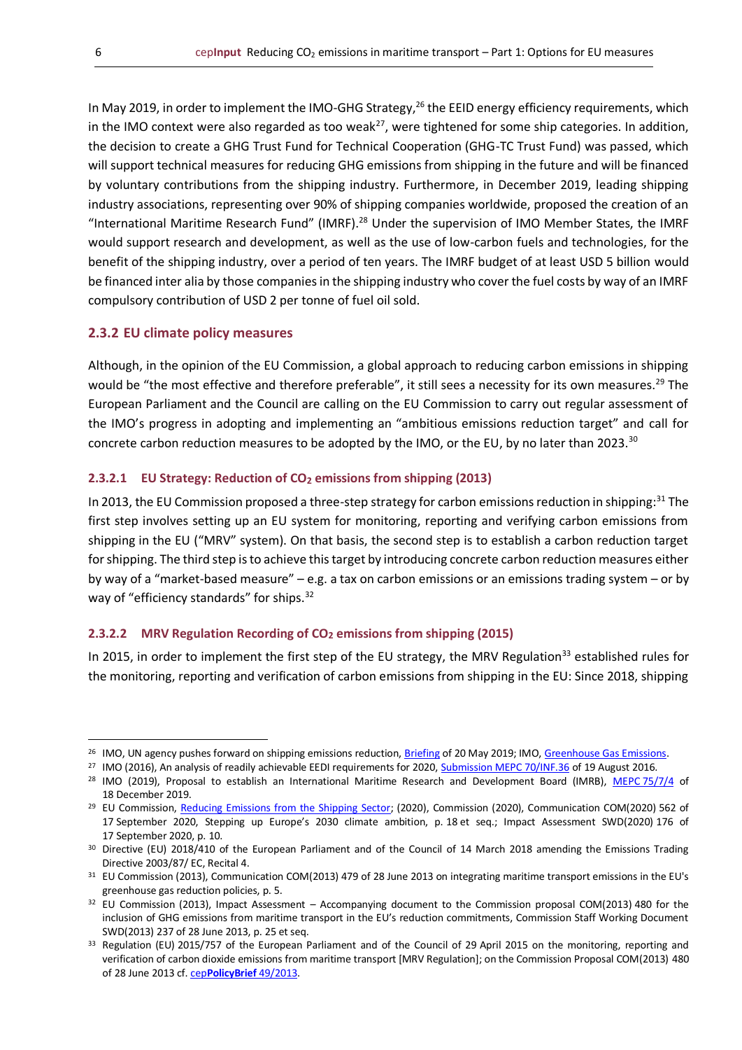In May 2019, in order to implement the IMO-GHG Strategy,[26] the EEID energy efficiency requirements, which in the IMO context were also regarded as too weak[27], were tightened for some ship categories. In addition, the decision to create a GHG Trust Fund for Technical Cooperation (GHG-TC Trust Fund) was passed, which will support technical measures for reducing GHG emissions from shipping in the future and will be financed by voluntary contributions from the shipping industry. Furthermore, in December 2019, leading shipping industry associations, representing over 90% of shipping companies worldwide, proposed the creation of an "International Maritime Research Fund" (IMRF).[28] Under the supervision of IMO Member States, the IMRF would support research and development, as well as the use of low-carbon fuels and technologies, for the benefit of the shipping industry, over a period of ten years. The IMRF budget of at least USD 5 billion would be financed inter alia by those companies in the shipping industry who cover the fuel costs by way of an IMRF compulsory contribution of USD 2 per tonne of fuel oil sold.

### 2.3.2 EU climate policy measures

Although, in the opinion of the EU Commission, a global approach to reducing carbon emissions in shipping would be "the most effective and therefore preferable", it still sees a necessity for its own measures.[29] The European Parliament and the Council are calling on the EU Commission to carry out regular assessment of the IMO's progress in adopting and implementing an "ambitious emissions reduction target" and call for concrete carbon reduction measures to be adopted by the IMO, or the EU, by no later than 2023.[30]

#### 2.3.2.1 EU Strategy: Reduction of $CO_2$ emissions from shipping (2013)

In 2013, the EU Commission proposed a three-step strategy for carbon emissions reduction in shipping:[31] The first step involves setting up an EU system for monitoring, reporting and verifying carbon emissions from shipping in the EU ("MRV" system). On that basis, the second step is to establish a carbon reduction target for shipping. The third step is to achieve this target by introducing concrete carbon reduction measures either by way of a "market-based measure" – e.g. a tax on carbon emissions or an emissions trading system – or by way of "efficiency standards" for ships.[32]

#### 2.3.2.2 MRV Regulation Recording of $CO_2$ emissions from shipping (2015)

In 2015, in order to implement the first step of the EU strategy, the MRV Regulation[33] established rules for the monitoring, reporting and verification of carbon emissions from shipping in the EU: Since 2018, shipping

---

[26] IMO, UN agency pushes forward on shipping emissions reduction, Briefing of 20 May 2019; IMO, Greenhouse Gas Emissions.

[27] IMO (2016), An analysis of readily achievable EEDI requirements for 2020, Submission MEPC 70/INF.36 of 19 August 2016.

[28] IMO (2019), Proposal to establish an International Maritime Research and Development Board (IMRB), MEPC 75/7/4 of 18 December 2019.

[29] EU Commission, Reducing Emissions from the Shipping Sector; (2020), Commission (2020), Communication COM(2020) 562 of 17 September 2020, Stepping up Europe's 2030 climate ambition, p. 18 et seq.; Impact Assessment SWD(2020) 176 of 17 September 2020, p. 10.

[30] Directive (EU) 2018/410 of the European Parliament and of the Council of 14 March 2018 amending the Emissions Trading Directive 2003/87/ EC, Recital 4.

[31] EU Commission (2013), Communication COM(2013) 479 of 28 June 2013 on integrating maritime transport emissions in the EU's greenhouse gas reduction policies, p. 5.

[32] EU Commission (2013), Impact Assessment – Accompanying document to the Commission proposal COM(2013) 480 for the inclusion of GHG emissions from maritime transport in the EU's reduction commitments, Commission Staff Working Document SWD(2013) 237 of 28 June 2013, p. 25 et seq.

[33] Regulation (EU) 2015/757 of the European Parliament and of the Council of 29 April 2015 on the monitoring, reporting and verification of carbon dioxide emissions from maritime transport [MRV Regulation]; on the Commission Proposal COM(2013) 480 of 28 June 2013 cf. cep**PolicyBrief** 49/2013.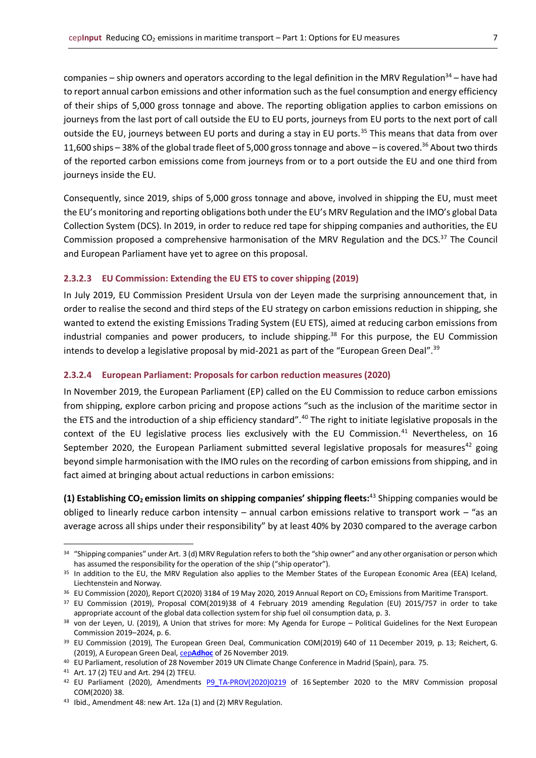companies – ship owners and operators according to the legal definition in the MRV Regulation[34] – have had to report annual carbon emissions and other information such as the fuel consumption and energy efficiency of their ships of 5,000 gross tonnage and above. The reporting obligation applies to carbon emissions on journeys from the last port of call outside the EU to EU ports, journeys from EU ports to the next port of call outside the EU, journeys between EU ports and during a stay in EU ports.[35] This means that data from over 11,600 ships – 38% of the global trade fleet of 5,000 gross tonnage and above – is covered.[36] About two thirds of the reported carbon emissions come from journeys from or to a port outside the EU and one third from journeys inside the EU.

Consequently, since 2019, ships of 5,000 gross tonnage and above, involved in shipping the EU, must meet the EU's monitoring and reporting obligations both under the EU's MRV Regulation and the IMO's global Data Collection System (DCS). In 2019, in order to reduce red tape for shipping companies and authorities, the EU Commission proposed a comprehensive harmonisation of the MRV Regulation and the DCS.[37] The Council and European Parliament have yet to agree on this proposal.

#### 2.3.2.3 EU Commission: Extending the EU ETS to cover shipping (2019)

In July 2019, EU Commission President Ursula von der Leyen made the surprising announcement that, in order to realise the second and third steps of the EU strategy on carbon emissions reduction in shipping, she wanted to extend the existing Emissions Trading System (EU ETS), aimed at reducing carbon emissions from industrial companies and power producers, to include shipping.[38] For this purpose, the EU Commission intends to develop a legislative proposal by mid-2021 as part of the "European Green Deal".[39]

#### 2.3.2.4 European Parliament: Proposals for carbon reduction measures (2020)

In November 2019, the European Parliament (EP) called on the EU Commission to reduce carbon emissions from shipping, explore carbon pricing and propose actions "such as the inclusion of the maritime sector in the ETS and the introduction of a ship efficiency standard".[40] The right to initiate legislative proposals in the context of the EU legislative process lies exclusively with the EU Commission.[41] Nevertheless, on 16 September 2020, the European Parliament submitted several legislative proposals for measures[42] going beyond simple harmonisation with the IMO rules on the recording of carbon emissions from shipping, and in fact aimed at bringing about actual reductions in carbon emissions:

**(1) Establishing $CO_2$ emission limits on shipping companies' shipping fleets:**[43] Shipping companies would be obliged to linearly reduce carbon intensity – annual carbon emissions relative to transport work – "as an average across all ships under their responsibility" by at least 40% by 2030 compared to the average carbon

---

[34] "Shipping companies" under Art. 3 (d) MRV Regulation refers to both the "ship owner" and any other organisation or person which has assumed the responsibility for the operation of the ship ("ship operator").

[35] In addition to the EU, the MRV Regulation also applies to the Member States of the European Economic Area (EEA) Iceland, Liechtenstein and Norway.

[36] EU Commission (2020), Report C(2020) 3184 of 19 May 2020, 2019 Annual Report on $CO_2$ Emissions from Maritime Transport.

[37] EU Commission (2019), Proposal COM(2019)38 of 4 February 2019 amending Regulation (EU) 2015/757 in order to take appropriate account of the global data collection system for ship fuel oil consumption data, p. 3.

[38] von der Leyen, U. (2019), A Union that strives for more: My Agenda for Europe – Political Guidelines for the Next European Commission 2019–2024, p. 6.

[39] EU Commission (2019), The European Green Deal, Communication COM(2019) 640 of 11 December 2019, p. 13; Reichert, G. (2019), A European Green Deal, cep**Adhoc** of 26 November 2019.

[40] EU Parliament, resolution of 28 November 2019 UN Climate Change Conference in Madrid (Spain), para. 75.

[41] Art. 17 (2) TEU and Art. 294 (2) TFEU.

[42] EU Parliament (2020), Amendments P9_TA-PROV(2020)0219 of 16 September 2020 to the MRV Commission proposal COM(2020) 38.

[43] Ibid., Amendment 48: new Art. 12a (1) and (2) MRV Regulation.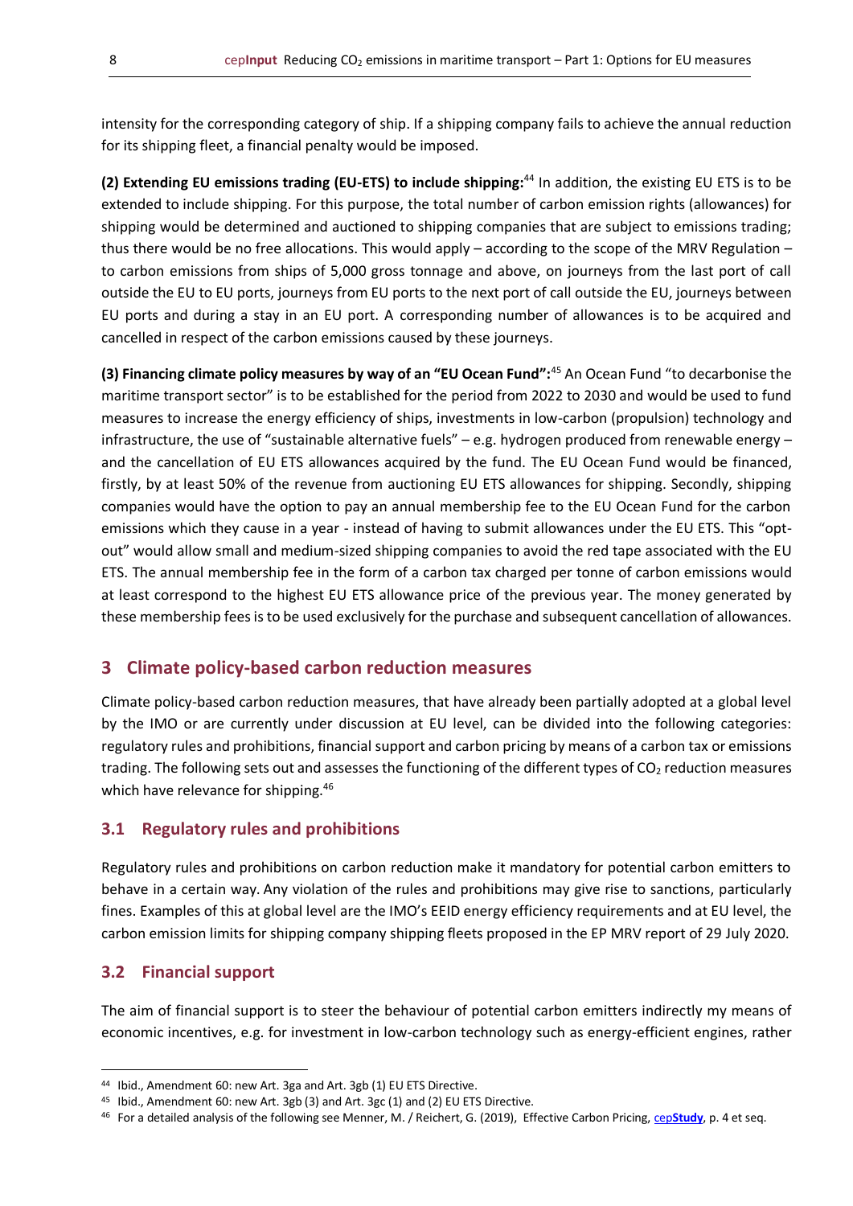intensity for the corresponding category of ship. If a shipping company fails to achieve the annual reduction for its shipping fleet, a financial penalty would be imposed.

**(2) Extending EU emissions trading (EU-ETS) to include shipping:**[44] In addition, the existing EU ETS is to be extended to include shipping. For this purpose, the total number of carbon emission rights (allowances) for shipping would be determined and auctioned to shipping companies that are subject to emissions trading; thus there would be no free allocations. This would apply – according to the scope of the MRV Regulation – to carbon emissions from ships of 5,000 gross tonnage and above, on journeys from the last port of call outside the EU to EU ports, journeys from EU ports to the next port of call outside the EU, journeys between EU ports and during a stay in an EU port. A corresponding number of allowances is to be acquired and cancelled in respect of the carbon emissions caused by these journeys.

**(3) Financing climate policy measures by way of an "EU Ocean Fund":**[45] An Ocean Fund "to decarbonise the maritime transport sector" is to be established for the period from 2022 to 2030 and would be used to fund measures to increase the energy efficiency of ships, investments in low-carbon (propulsion) technology and infrastructure, the use of "sustainable alternative fuels" – e.g. hydrogen produced from renewable energy – and the cancellation of EU ETS allowances acquired by the fund. The EU Ocean Fund would be financed, firstly, by at least 50% of the revenue from auctioning EU ETS allowances for shipping. Secondly, shipping companies would have the option to pay an annual membership fee to the EU Ocean Fund for the carbon emissions which they cause in a year - instead of having to submit allowances under the EU ETS. This "opt-out" would allow small and medium-sized shipping companies to avoid the red tape associated with the EU ETS. The annual membership fee in the form of a carbon tax charged per tonne of carbon emissions would at least correspond to the highest EU ETS allowance price of the previous year. The money generated by these membership fees is to be used exclusively for the purchase and subsequent cancellation of allowances.

## 3 Climate policy-based carbon reduction measures

Climate policy-based carbon reduction measures, that have already been partially adopted at a global level by the IMO or are currently under discussion at EU level, can be divided into the following categories: regulatory rules and prohibitions, financial support and carbon pricing by means of a carbon tax or emissions trading. The following sets out and assesses the functioning of the different types of $CO_2$ reduction measures which have relevance for shipping.[46]

### 3.1 Regulatory rules and prohibitions

Regulatory rules and prohibitions on carbon reduction make it mandatory for potential carbon emitters to behave in a certain way. Any violation of the rules and prohibitions may give rise to sanctions, particularly fines. Examples of this at global level are the IMO's EEID energy efficiency requirements and at EU level, the carbon emission limits for shipping company shipping fleets proposed in the EP MRV report of 29 July 2020.

### 3.2 Financial support

The aim of financial support is to steer the behaviour of potential carbon emitters indirectly my means of economic incentives, e.g. for investment in low-carbon technology such as energy-efficient engines, rather

---

[44] Ibid., Amendment 60: new Art. 3ga and Art. 3gb (1) EU ETS Directive.

[45] Ibid., Amendment 60: new Art. 3gb (3) and Art. 3gc (1) and (2) EU ETS Directive.

[46] For a detailed analysis of the following see Menner, M. / Reichert, G. (2019), Effective Carbon Pricing, cepStudy, p. 4 et seq.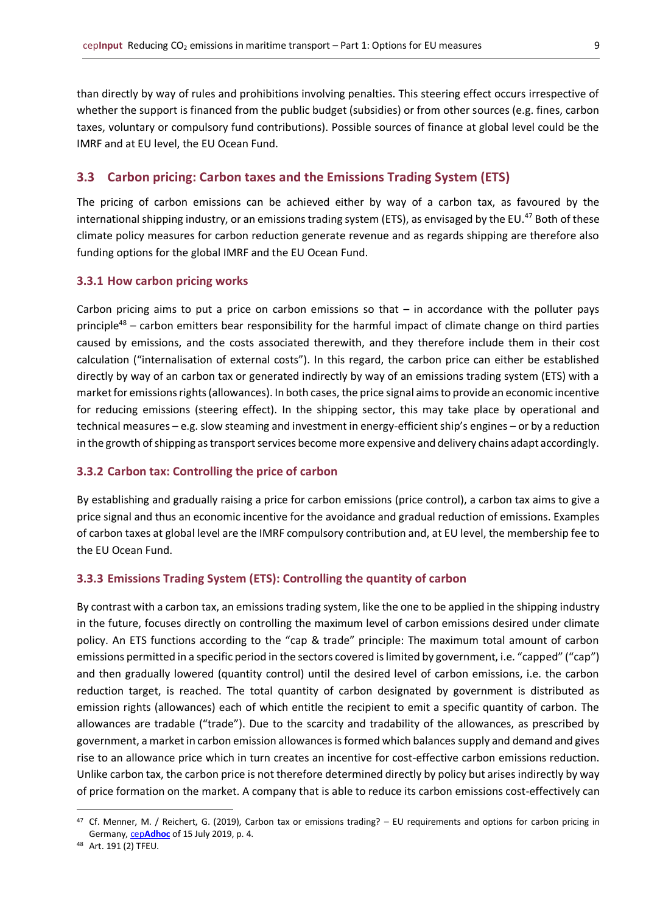than directly by way of rules and prohibitions involving penalties. This steering effect occurs irrespective of whether the support is financed from the public budget (subsidies) or from other sources (e.g. fines, carbon taxes, voluntary or compulsory fund contributions). Possible sources of finance at global level could be the IMRF and at EU level, the EU Ocean Fund.

## 3.3 Carbon pricing: Carbon taxes and the Emissions Trading System (ETS)

The pricing of carbon emissions can be achieved either by way of a carbon tax, as favoured by the international shipping industry, or an emissions trading system (ETS), as envisaged by the EU.[47] Both of these climate policy measures for carbon reduction generate revenue and as regards shipping are therefore also funding options for the global IMRF and the EU Ocean Fund.

### 3.3.1 How carbon pricing works

Carbon pricing aims to put a price on carbon emissions so that – in accordance with the polluter pays principle[48] – carbon emitters bear responsibility for the harmful impact of climate change on third parties caused by emissions, and the costs associated therewith, and they therefore include them in their cost calculation ("internalisation of external costs"). In this regard, the carbon price can either be established directly by way of an carbon tax or generated indirectly by way of an emissions trading system (ETS) with a market for emissions rights (allowances). In both cases, the price signal aims to provide an economic incentive for reducing emissions (steering effect). In the shipping sector, this may take place by operational and technical measures – e.g. slow steaming and investment in energy-efficient ship's engines – or by a reduction in the growth of shipping as transport services become more expensive and delivery chains adapt accordingly.

### 3.3.2 Carbon tax: Controlling the price of carbon

By establishing and gradually raising a price for carbon emissions (price control), a carbon tax aims to give a price signal and thus an economic incentive for the avoidance and gradual reduction of emissions. Examples of carbon taxes at global level are the IMRF compulsory contribution and, at EU level, the membership fee to the EU Ocean Fund.

### 3.3.3 Emissions Trading System (ETS): Controlling the quantity of carbon

By contrast with a carbon tax, an emissions trading system, like the one to be applied in the shipping industry in the future, focuses directly on controlling the maximum level of carbon emissions desired under climate policy. An ETS functions according to the "cap & trade" principle: The maximum total amount of carbon emissions permitted in a specific period in the sectors covered is limited by government, i.e. "capped" ("cap") and then gradually lowered (quantity control) until the desired level of carbon emissions, i.e. the carbon reduction target, is reached. The total quantity of carbon designated by government is distributed as emission rights (allowances) each of which entitle the recipient to emit a specific quantity of carbon. The allowances are tradable ("trade"). Due to the scarcity and tradability of the allowances, as prescribed by government, a market in carbon emission allowances is formed which balances supply and demand and gives rise to an allowance price which in turn creates an incentive for cost-effective carbon emissions reduction. Unlike carbon tax, the carbon price is not therefore determined directly by policy but arises indirectly by way of price formation on the market. A company that is able to reduce its carbon emissions cost-effectively can

---

[47] Cf. Menner, M. / Reichert, G. (2019), Carbon tax or emissions trading? – EU requirements and options for carbon pricing in Germany, cep**Adhoc** of 15 July 2019, p. 4.

[48] Art. 191 (2) TFEU.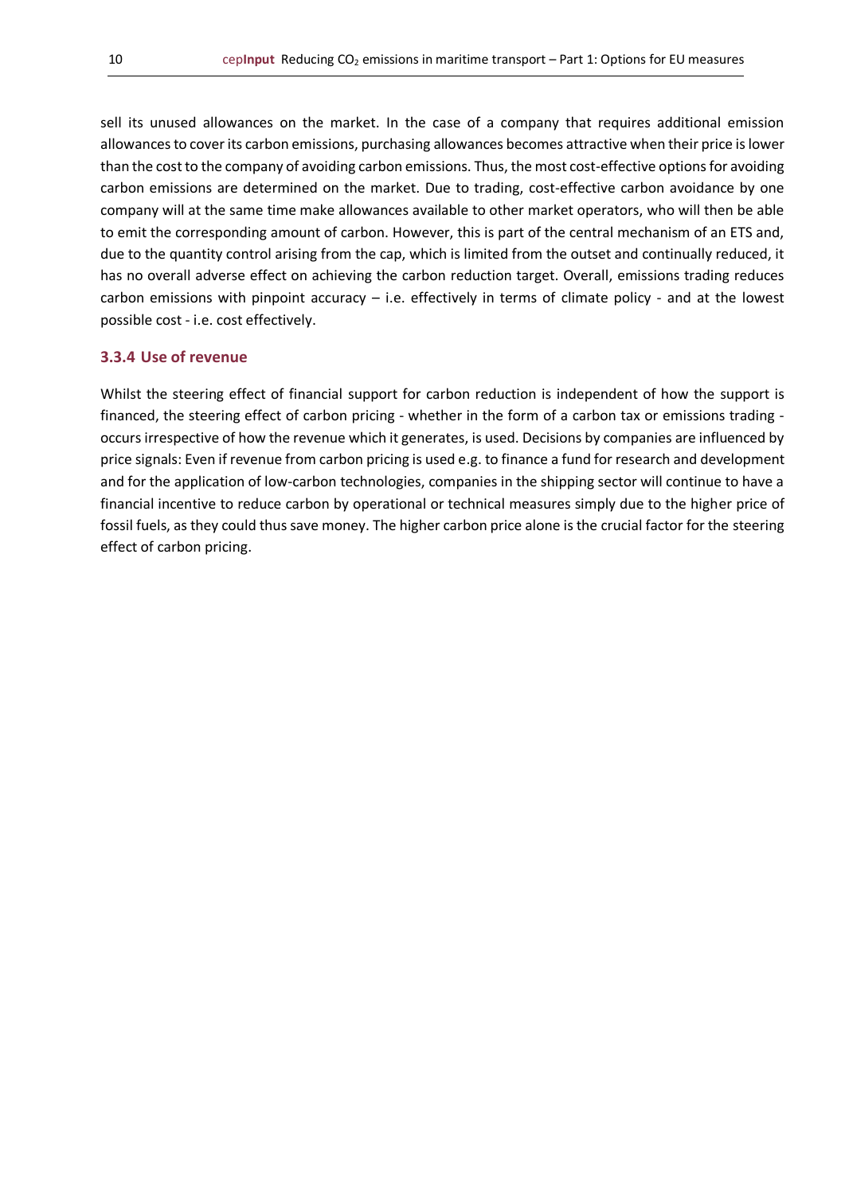sell its unused allowances on the market. In the case of a company that requires additional emission allowances to cover its carbon emissions, purchasing allowances becomes attractive when their price is lower than the cost to the company of avoiding carbon emissions. Thus, the most cost-effective options for avoiding carbon emissions are determined on the market. Due to trading, cost-effective carbon avoidance by one company will at the same time make allowances available to other market operators, who will then be able to emit the corresponding amount of carbon. However, this is part of the central mechanism of an ETS and, due to the quantity control arising from the cap, which is limited from the outset and continually reduced, it has no overall adverse effect on achieving the carbon reduction target. Overall, emissions trading reduces carbon emissions with pinpoint accuracy – i.e. effectively in terms of climate policy - and at the lowest possible cost - i.e. cost effectively.

### 3.3.4 Use of revenue

Whilst the steering effect of financial support for carbon reduction is independent of how the support is financed, the steering effect of carbon pricing - whether in the form of a carbon tax or emissions trading - occurs irrespective of how the revenue which it generates, is used. Decisions by companies are influenced by price signals: Even if revenue from carbon pricing is used e.g. to finance a fund for research and development and for the application of low-carbon technologies, companies in the shipping sector will continue to have a financial incentive to reduce carbon by operational or technical measures simply due to the higher price of fossil fuels, as they could thus save money. The higher carbon price alone is the crucial factor for the steering effect of carbon pricing.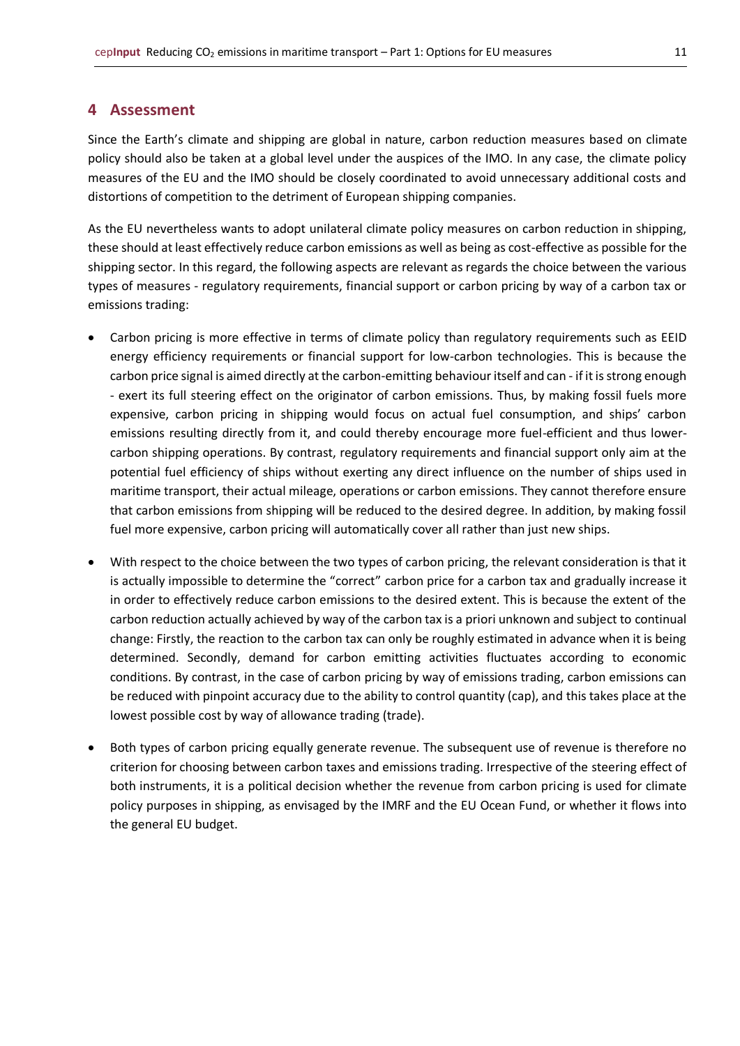## 4 Assessment

Since the Earth's climate and shipping are global in nature, carbon reduction measures based on climate policy should also be taken at a global level under the auspices of the IMO. In any case, the climate policy measures of the EU and the IMO should be closely coordinated to avoid unnecessary additional costs and distortions of competition to the detriment of European shipping companies.

As the EU nevertheless wants to adopt unilateral climate policy measures on carbon reduction in shipping, these should at least effectively reduce carbon emissions as well as being as cost-effective as possible for the shipping sector. In this regard, the following aspects are relevant as regards the choice between the various types of measures - regulatory requirements, financial support or carbon pricing by way of a carbon tax or emissions trading:

- Carbon pricing is more effective in terms of climate policy than regulatory requirements such as EEID energy efficiency requirements or financial support for low-carbon technologies. This is because the carbon price signal is aimed directly at the carbon-emitting behaviour itself and can - if it is strong enough - exert its full steering effect on the originator of carbon emissions. Thus, by making fossil fuels more expensive, carbon pricing in shipping would focus on actual fuel consumption, and ships' carbon emissions resulting directly from it, and could thereby encourage more fuel-efficient and thus lower-carbon shipping operations. By contrast, regulatory requirements and financial support only aim at the potential fuel efficiency of ships without exerting any direct influence on the number of ships used in maritime transport, their actual mileage, operations or carbon emissions. They cannot therefore ensure that carbon emissions from shipping will be reduced to the desired degree. In addition, by making fossil fuel more expensive, carbon pricing will automatically cover all rather than just new ships.
- With respect to the choice between the two types of carbon pricing, the relevant consideration is that it is actually impossible to determine the "correct" carbon price for a carbon tax and gradually increase it in order to effectively reduce carbon emissions to the desired extent. This is because the extent of the carbon reduction actually achieved by way of the carbon tax is a priori unknown and subject to continual change: Firstly, the reaction to the carbon tax can only be roughly estimated in advance when it is being determined. Secondly, demand for carbon emitting activities fluctuates according to economic conditions. By contrast, in the case of carbon pricing by way of emissions trading, carbon emissions can be reduced with pinpoint accuracy due to the ability to control quantity (cap), and this takes place at the lowest possible cost by way of allowance trading (trade).
- Both types of carbon pricing equally generate revenue. The subsequent use of revenue is therefore no criterion for choosing between carbon taxes and emissions trading. Irrespective of the steering effect of both instruments, it is a political decision whether the revenue from carbon pricing is used for climate policy purposes in shipping, as envisaged by the IMRF and the EU Ocean Fund, or whether it flows into the general EU budget.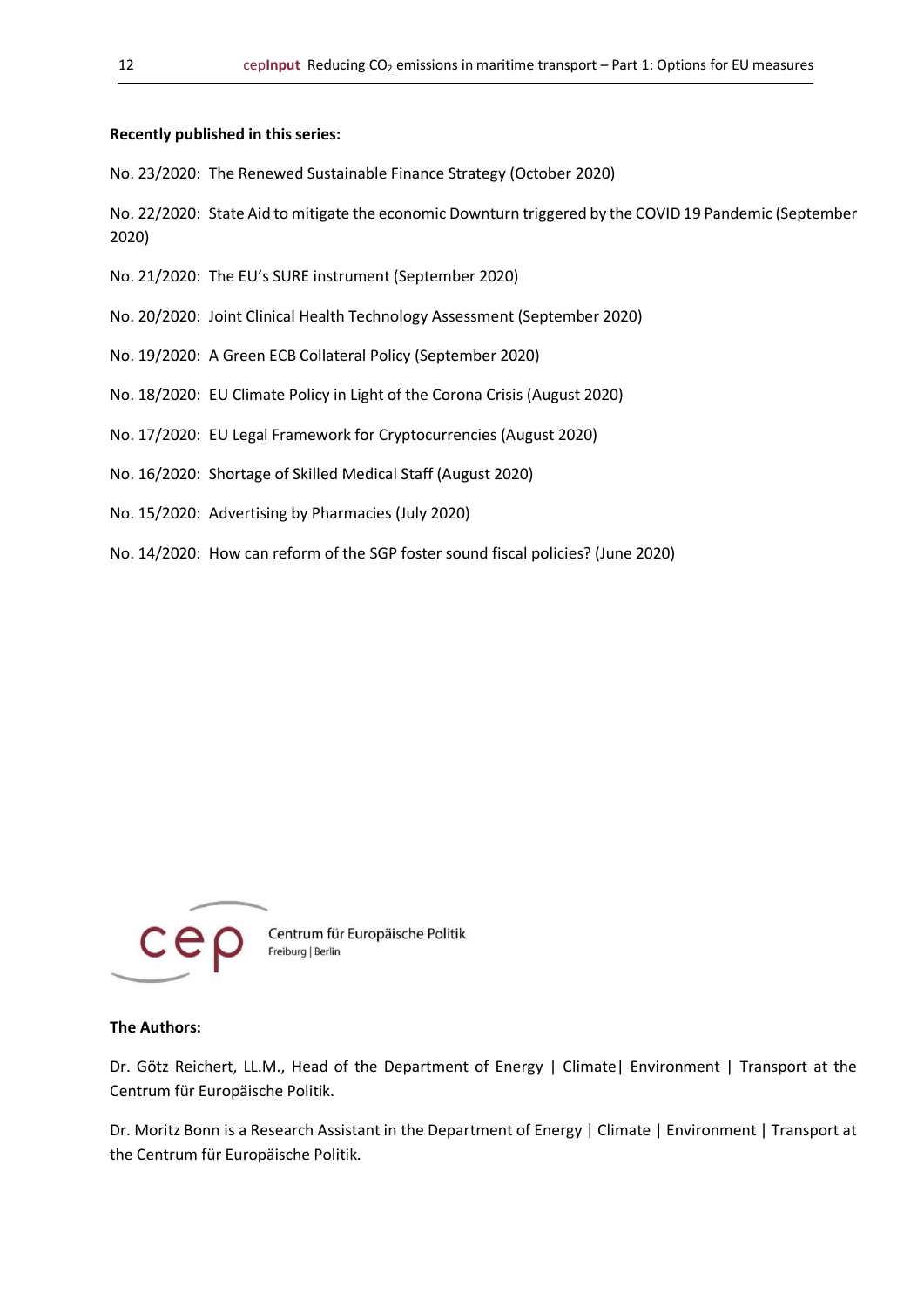**Recently published in this series:**

No. 23/2020: The Renewed Sustainable Finance Strategy (October 2020)

No. 22/2020: State Aid to mitigate the economic Downturn triggered by the COVID 19 Pandemic (September 2020)

No. 21/2020: The EU's SURE instrument (September 2020)

No. 20/2020: Joint Clinical Health Technology Assessment (September 2020)

No. 19/2020: A Green ECB Collateral Policy (September 2020)

No. 18/2020: EU Climate Policy in Light of the Corona Crisis (August 2020)

No. 17/2020: EU Legal Framework for Cryptocurrencies (August 2020)

No. 16/2020: Shortage of Skilled Medical Staff (August 2020)

No. 15/2020: Advertising by Pharmacies (July 2020)

No. 14/2020: How can reform of the SGP foster sound fiscal policies? (June 2020)

cep Centrum für Europäische Politik
Freiburg | Berlin

**The Authors:**

Dr. Götz Reichert, LL.M., Head of the Department of Energy | Climate| Environment | Transport at the Centrum für Europäische Politik.

Dr. Moritz Bonn is a Research Assistant in the Department of Energy | Climate | Environment | Transport at the Centrum für Europäische Politik.